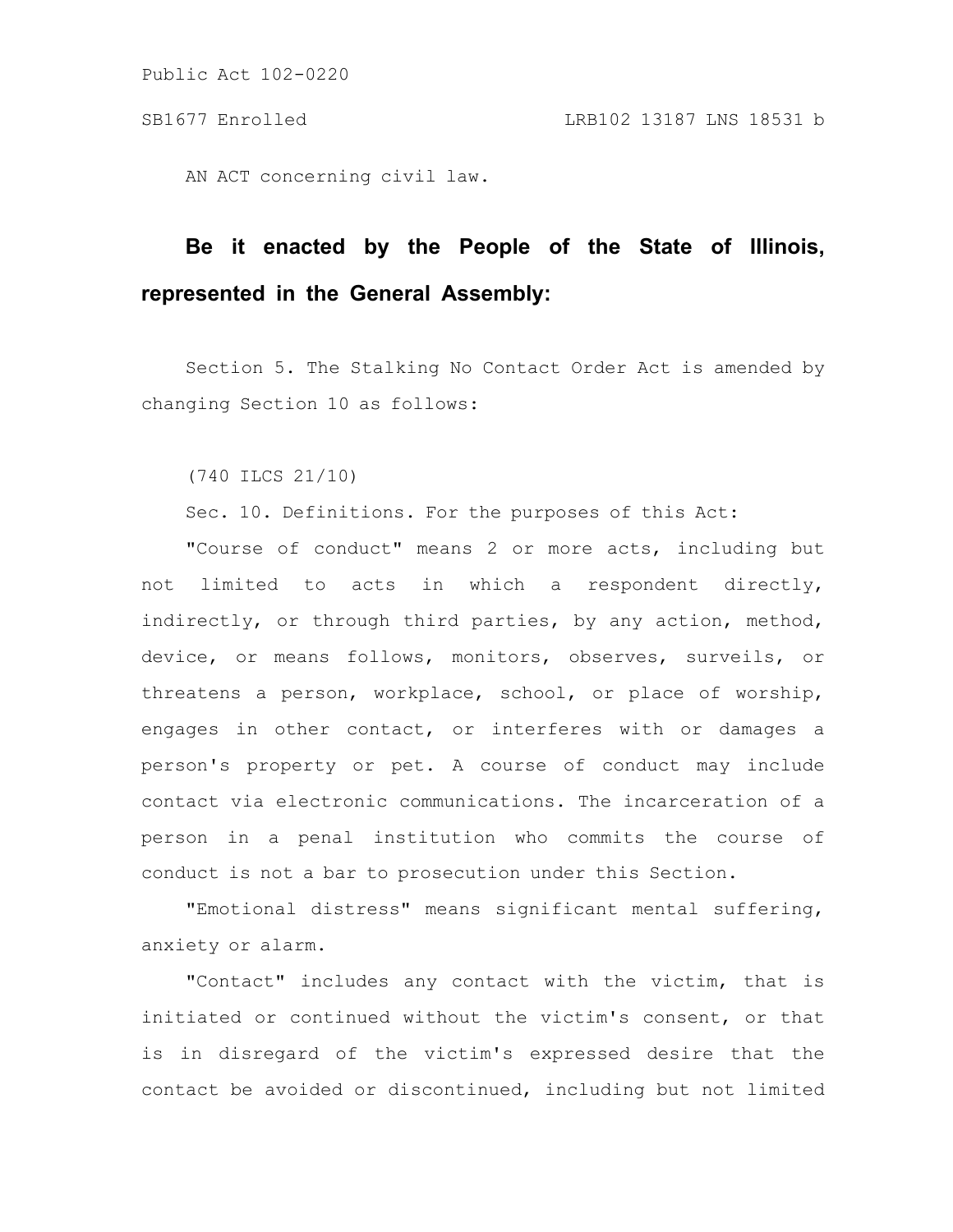Public Act 102-0220

SB1677 Enrolled LRB102 13187 LNS 18531 b

AN ACT concerning civil law.

**Be it enacted by the People of the State of Illinois, represented in the General Assembly:**

Section 5. The Stalking No Contact Order Act is amended by changing Section 10 as follows:

(740 ILCS 21/10)

Sec. 10. Definitions. For the purposes of this Act:

"Course of conduct" means 2 or more acts, including but not limited to acts in which a respondent directly, indirectly, or through third parties, by any action, method, device, or means follows, monitors, observes, surveils, or threatens a person, workplace, school, or place of worship, engages in other contact, or interferes with or damages a person's property or pet. A course of conduct may include contact via electronic communications. The incarceration of a person in a penal institution who commits the course of conduct is not a bar to prosecution under this Section.

"Emotional distress" means significant mental suffering, anxiety or alarm.

"Contact" includes any contact with the victim, that is initiated or continued without the victim's consent, or that is in disregard of the victim's expressed desire that the contact be avoided or discontinued, including but not limited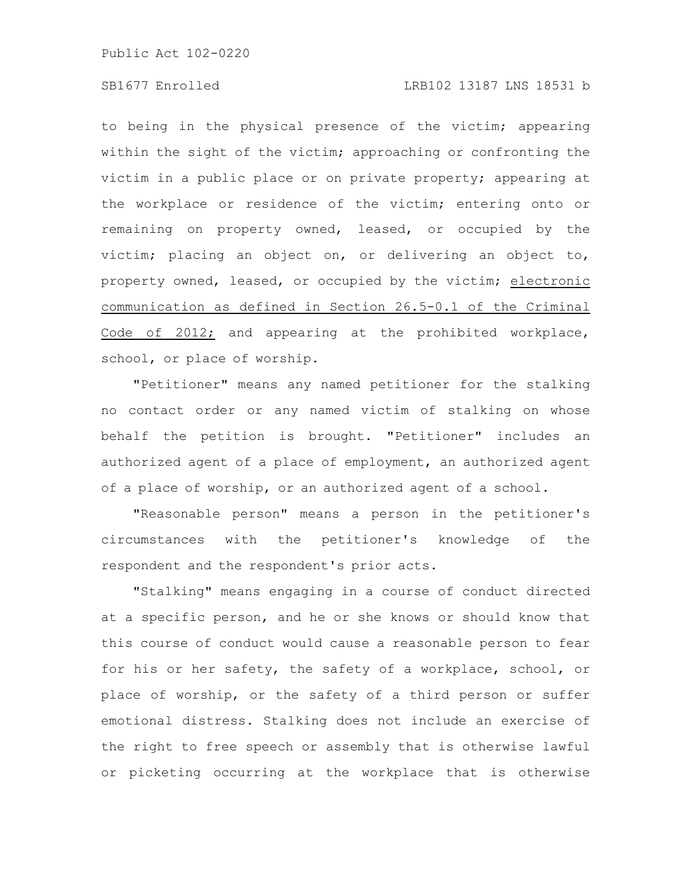to being in the physical presence of the victim; appearing within the sight of the victim; approaching or confronting the victim in a public place or on private property; appearing at the workplace or residence of the victim; entering onto or remaining on property owned, leased, or occupied by the victim; placing an object on, or delivering an object to, property owned, leased, or occupied by the victim; <u>electronic communication as defined in Section 26.5-0.1 of the Criminal Code of 2012;</u> and appearing at the prohibited workplace, school, or place of worship.

"Petitioner" means any named petitioner for the stalking no contact order or any named victim of stalking on whose behalf the petition is brought. "Petitioner" includes an authorized agent of a place of employment, an authorized agent of a place of worship, or an authorized agent of a school.

"Reasonable person" means a person in the petitioner's circumstances with the petitioner's knowledge of the respondent and the respondent's prior acts.

"Stalking" means engaging in a course of conduct directed at a specific person, and he or she knows or should know that this course of conduct would cause a reasonable person to fear for his or her safety, the safety of a workplace, school, or place of worship, or the safety of a third person or suffer emotional distress. Stalking does not include an exercise of the right to free speech or assembly that is otherwise lawful or picketing occurring at the workplace that is otherwise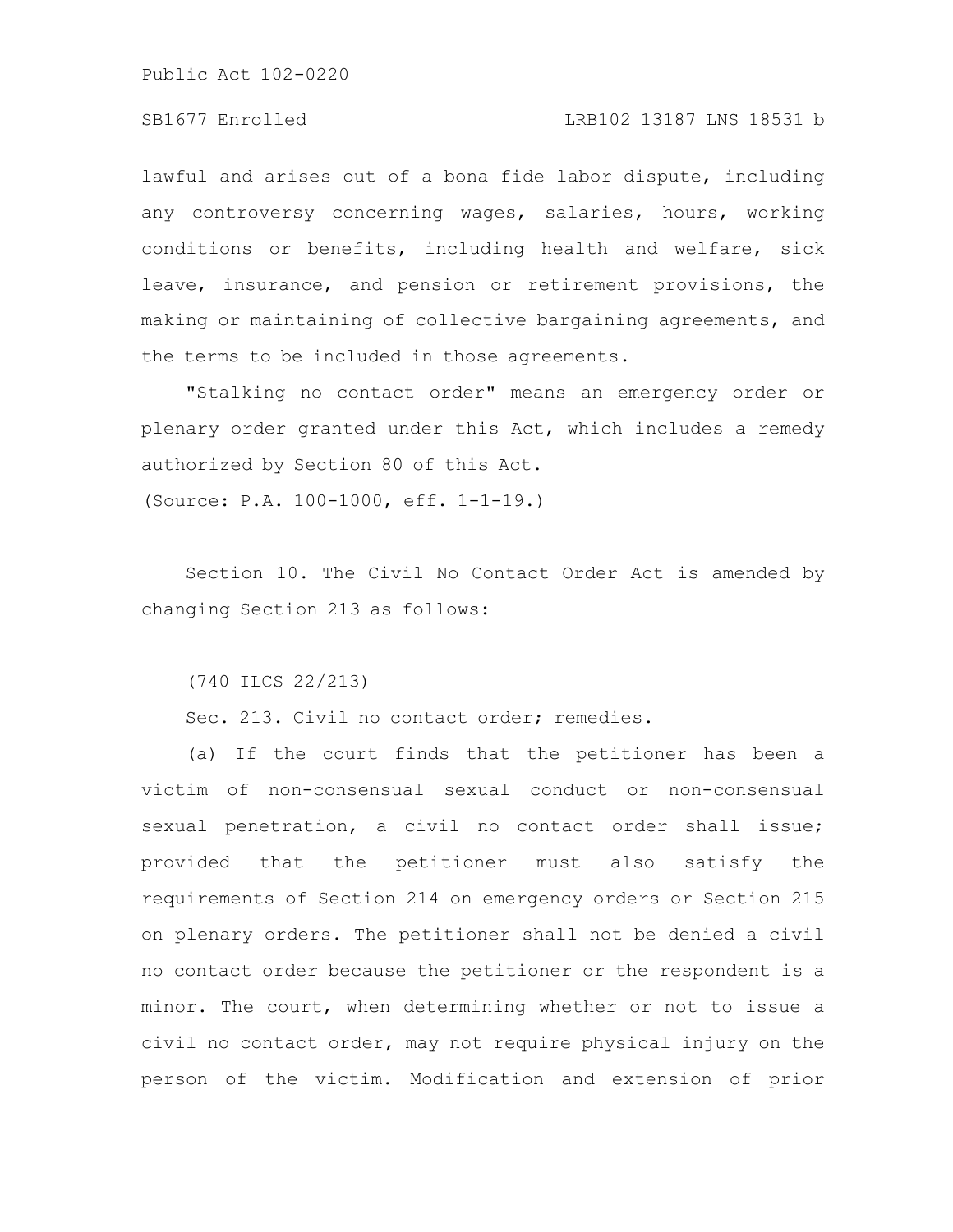lawful and arises out of a bona fide labor dispute, including any controversy concerning wages, salaries, hours, working conditions or benefits, including health and welfare, sick leave, insurance, and pension or retirement provisions, the making or maintaining of collective bargaining agreements, and the terms to be included in those agreements.

"Stalking no contact order" means an emergency order or plenary order granted under this Act, which includes a remedy authorized by Section 80 of this Act.

(Source: P.A. 100-1000, eff. 1-1-19.)

Section 10. The Civil No Contact Order Act is amended by changing Section 213 as follows:

(740 ILCS 22/213)

Sec. 213. Civil no contact order; remedies.

(a) If the court finds that the petitioner has been a victim of non-consensual sexual conduct or non-consensual sexual penetration, a civil no contact order shall issue; provided that the petitioner must also satisfy the requirements of Section 214 on emergency orders or Section 215 on plenary orders. The petitioner shall not be denied a civil no contact order because the petitioner or the respondent is a minor. The court, when determining whether or not to issue a civil no contact order, may not require physical injury on the person of the victim. Modification and extension of prior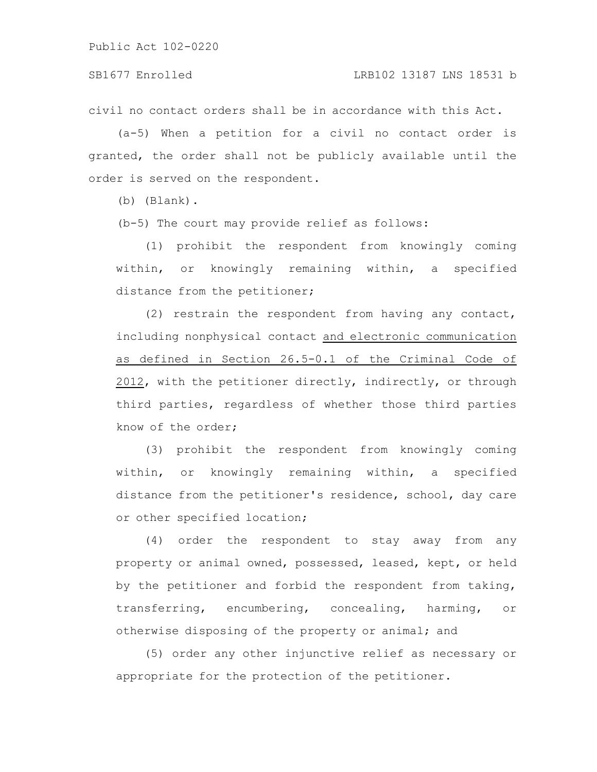civil no contact orders shall be in accordance with this Act.

(a-5) When a petition for a civil no contact order is granted, the order shall not be publicly available until the order is served on the respondent.

(b) (Blank).

(b-5) The court may provide relief as follows:

(1) prohibit the respondent from knowingly coming within, or knowingly remaining within, a specified distance from the petitioner;

(2) restrain the respondent from having any contact, including nonphysical contact <u>and electronic communication as defined in Section 26.5-0.1 of the Criminal Code of 2012</u>, with the petitioner directly, indirectly, or through third parties, regardless of whether those third parties know of the order;

(3) prohibit the respondent from knowingly coming within, or knowingly remaining within, a specified distance from the petitioner's residence, school, day care or other specified location;

(4) order the respondent to stay away from any property or animal owned, possessed, leased, kept, or held by the petitioner and forbid the respondent from taking, transferring, encumbering, concealing, harming, or otherwise disposing of the property or animal; and

(5) order any other injunctive relief as necessary or appropriate for the protection of the petitioner.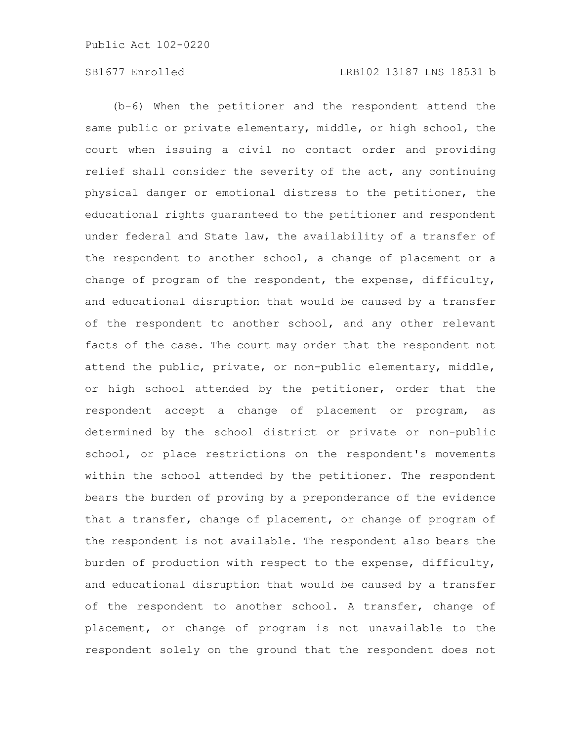(b-6) When the petitioner and the respondent attend the same public or private elementary, middle, or high school, the court when issuing a civil no contact order and providing relief shall consider the severity of the act, any continuing physical danger or emotional distress to the petitioner, the educational rights guaranteed to the petitioner and respondent under federal and State law, the availability of a transfer of the respondent to another school, a change of placement or a change of program of the respondent, the expense, difficulty, and educational disruption that would be caused by a transfer of the respondent to another school, and any other relevant facts of the case. The court may order that the respondent not attend the public, private, or non-public elementary, middle, or high school attended by the petitioner, order that the respondent accept a change of placement or program, as determined by the school district or private or non-public school, or place restrictions on the respondent's movements within the school attended by the petitioner. The respondent bears the burden of proving by a preponderance of the evidence that a transfer, change of placement, or change of program of the respondent is not available. The respondent also bears the burden of production with respect to the expense, difficulty, and educational disruption that would be caused by a transfer of the respondent to another school. A transfer, change of placement, or change of program is not unavailable to the respondent solely on the ground that the respondent does not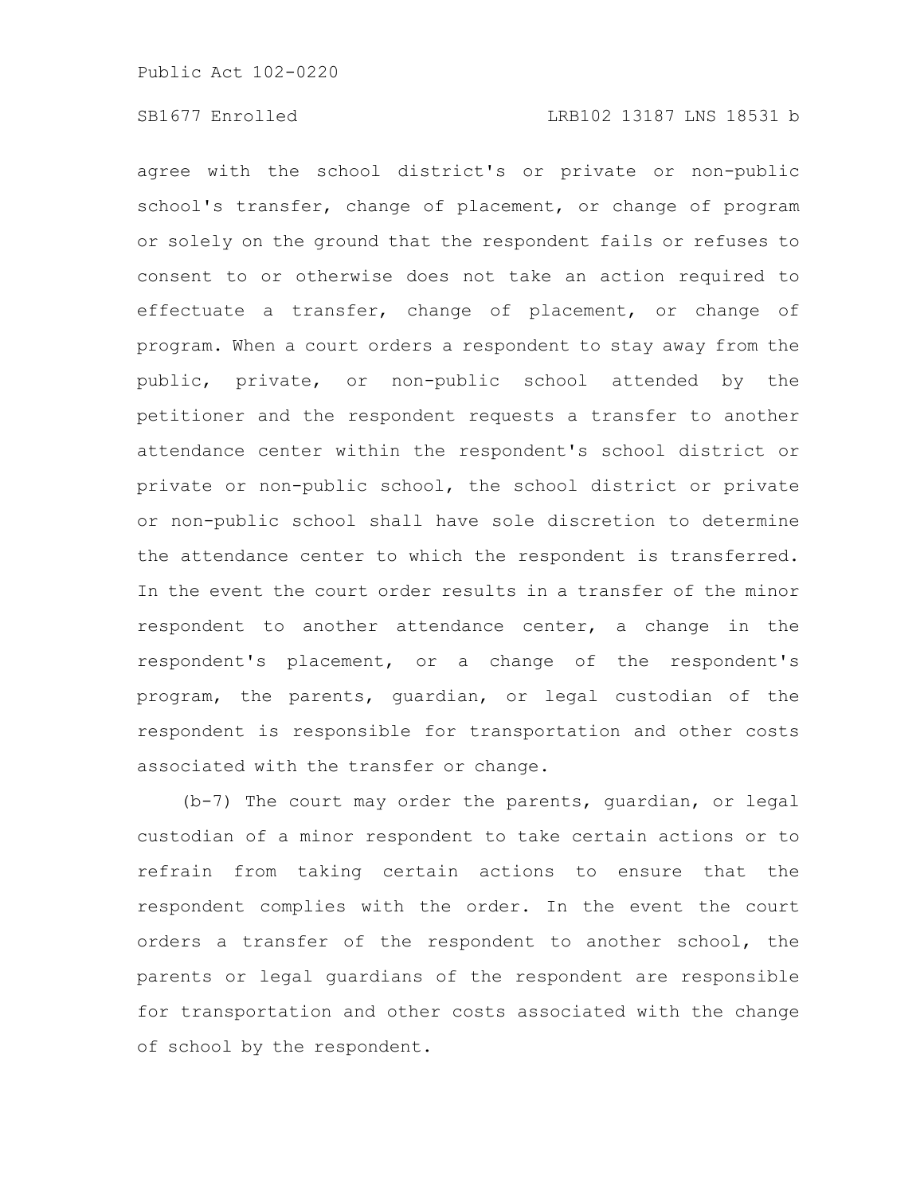agree with the school district's or private or non-public school's transfer, change of placement, or change of program or solely on the ground that the respondent fails or refuses to consent to or otherwise does not take an action required to effectuate a transfer, change of placement, or change of program. When a court orders a respondent to stay away from the public, private, or non-public school attended by the petitioner and the respondent requests a transfer to another attendance center within the respondent's school district or private or non-public school, the school district or private or non-public school shall have sole discretion to determine the attendance center to which the respondent is transferred. In the event the court order results in a transfer of the minor respondent to another attendance center, a change in the respondent's placement, or a change of the respondent's program, the parents, guardian, or legal custodian of the respondent is responsible for transportation and other costs associated with the transfer or change.

(b-7) The court may order the parents, guardian, or legal custodian of a minor respondent to take certain actions or to refrain from taking certain actions to ensure that the respondent complies with the order. In the event the court orders a transfer of the respondent to another school, the parents or legal guardians of the respondent are responsible for transportation and other costs associated with the change of school by the respondent.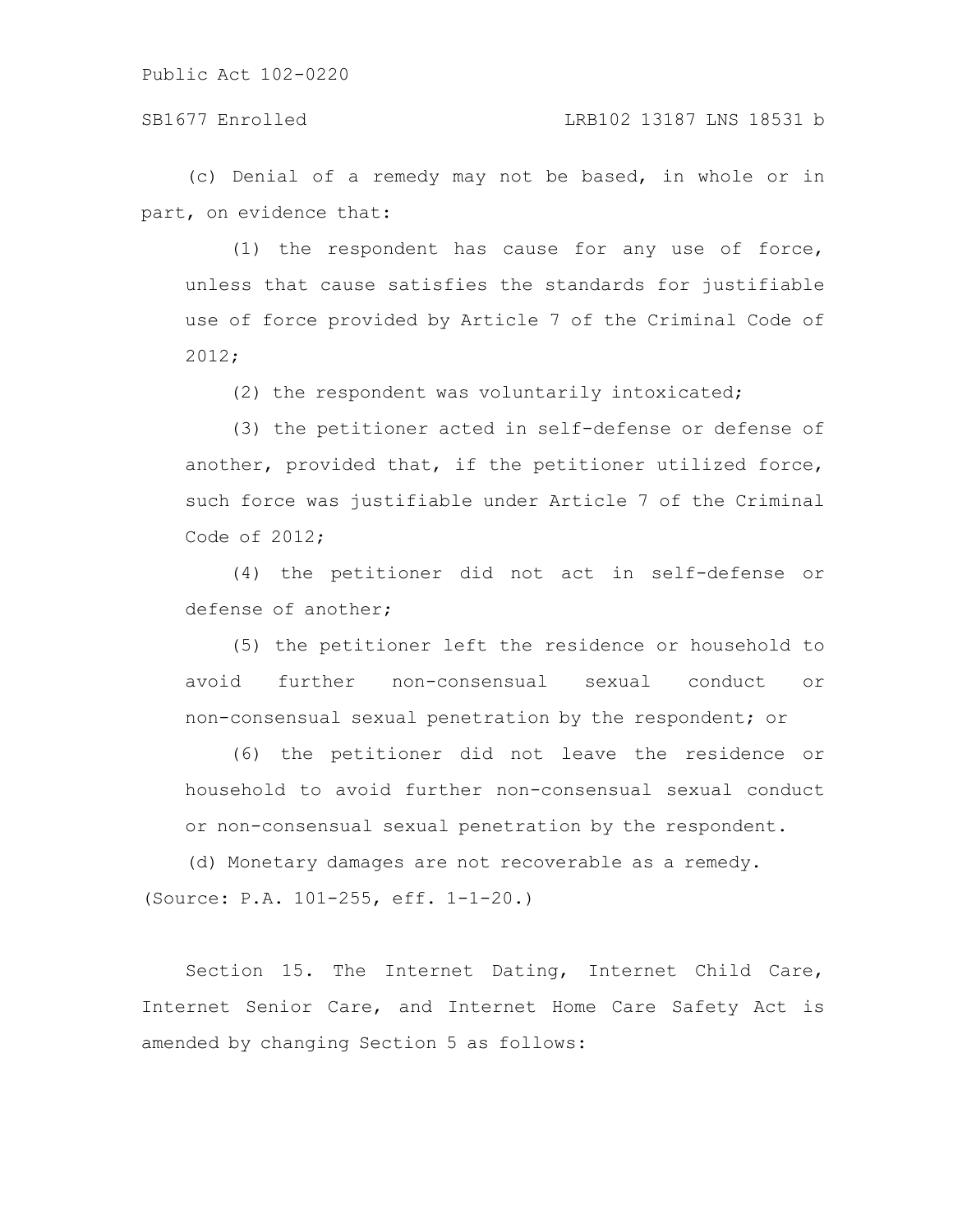(c) Denial of a remedy may not be based, in whole or in part, on evidence that:

(1) the respondent has cause for any use of force, unless that cause satisfies the standards for justifiable use of force provided by Article 7 of the Criminal Code of 2012;

(2) the respondent was voluntarily intoxicated;

(3) the petitioner acted in self-defense or defense of another, provided that, if the petitioner utilized force, such force was justifiable under Article 7 of the Criminal Code of 2012;

(4) the petitioner did not act in self-defense or defense of another;

(5) the petitioner left the residence or household to avoid further non-consensual sexual conduct or non-consensual sexual penetration by the respondent; or

(6) the petitioner did not leave the residence or household to avoid further non-consensual sexual conduct or non-consensual sexual penetration by the respondent.

(d) Monetary damages are not recoverable as a remedy.

(Source: P.A. 101-255, eff. 1-1-20.)

Section 15. The Internet Dating, Internet Child Care, Internet Senior Care, and Internet Home Care Safety Act is amended by changing Section 5 as follows: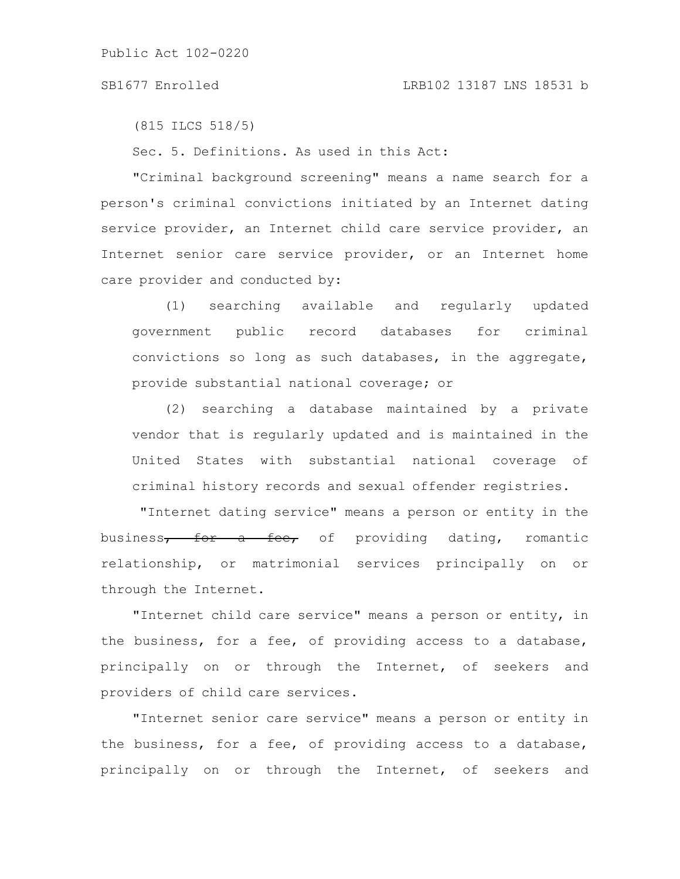(815 ILCS 518/5)

Sec. 5. Definitions. As used in this Act:

"Criminal background screening" means a name search for a person's criminal convictions initiated by an Internet dating service provider, an Internet child care service provider, an Internet senior care service provider, or an Internet home care provider and conducted by:

(1) searching available and regularly updated government public record databases for criminal convictions so long as such databases, in the aggregate, provide substantial national coverage; or

(2) searching a database maintained by a private vendor that is regularly updated and is maintained in the United States with substantial national coverage of criminal history records and sexual offender registries.

"Internet dating service" means a person or entity in the business~~, for a fee,~~ of providing dating, romantic relationship, or matrimonial services principally on or through the Internet.

"Internet child care service" means a person or entity, in the business, for a fee, of providing access to a database, principally on or through the Internet, of seekers and providers of child care services.

"Internet senior care service" means a person or entity in the business, for a fee, of providing access to a database, principally on or through the Internet, of seekers and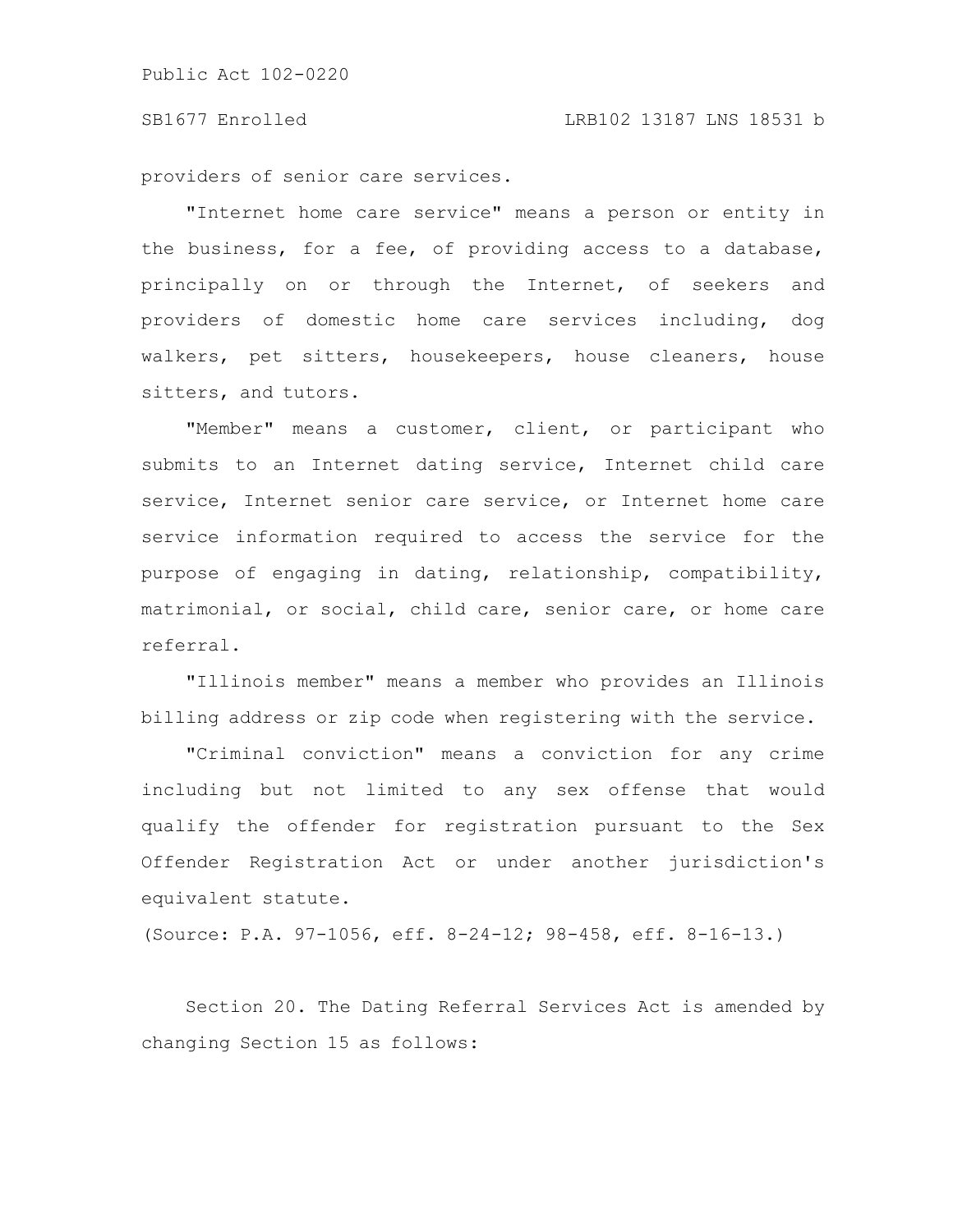providers of senior care services.

"Internet home care service" means a person or entity in the business, for a fee, of providing access to a database, principally on or through the Internet, of seekers and providers of domestic home care services including, dog walkers, pet sitters, housekeepers, house cleaners, house sitters, and tutors.

"Member" means a customer, client, or participant who submits to an Internet dating service, Internet child care service, Internet senior care service, or Internet home care service information required to access the service for the purpose of engaging in dating, relationship, compatibility, matrimonial, or social, child care, senior care, or home care referral.

"Illinois member" means a member who provides an Illinois billing address or zip code when registering with the service.

"Criminal conviction" means a conviction for any crime including but not limited to any sex offense that would qualify the offender for registration pursuant to the Sex Offender Registration Act or under another jurisdiction's equivalent statute.

(Source: P.A. 97-1056, eff. 8-24-12; 98-458, eff. 8-16-13.)

Section 20. The Dating Referral Services Act is amended by changing Section 15 as follows: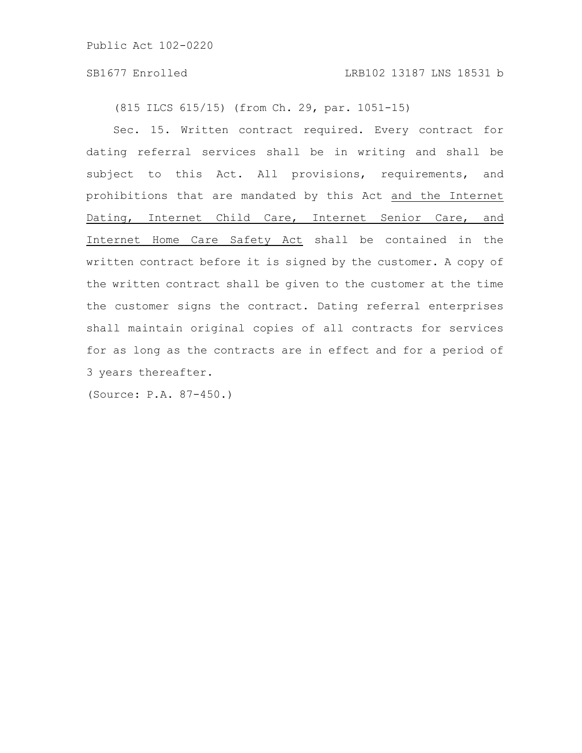(815 ILCS 615/15) (from Ch. 29, par. 1051-15)

Sec. 15. Written contract required. Every contract for dating referral services shall be in writing and shall be subject to this Act. All provisions, requirements, and prohibitions that are mandated by this Act <u>and the Internet Dating, Internet Child Care, Internet Senior Care, and Internet Home Care Safety Act</u> shall be contained in the written contract before it is signed by the customer. A copy of the written contract shall be given to the customer at the time the customer signs the contract. Dating referral enterprises shall maintain original copies of all contracts for services for as long as the contracts are in effect and for a period of 3 years thereafter.

(Source: P.A. 87-450.)